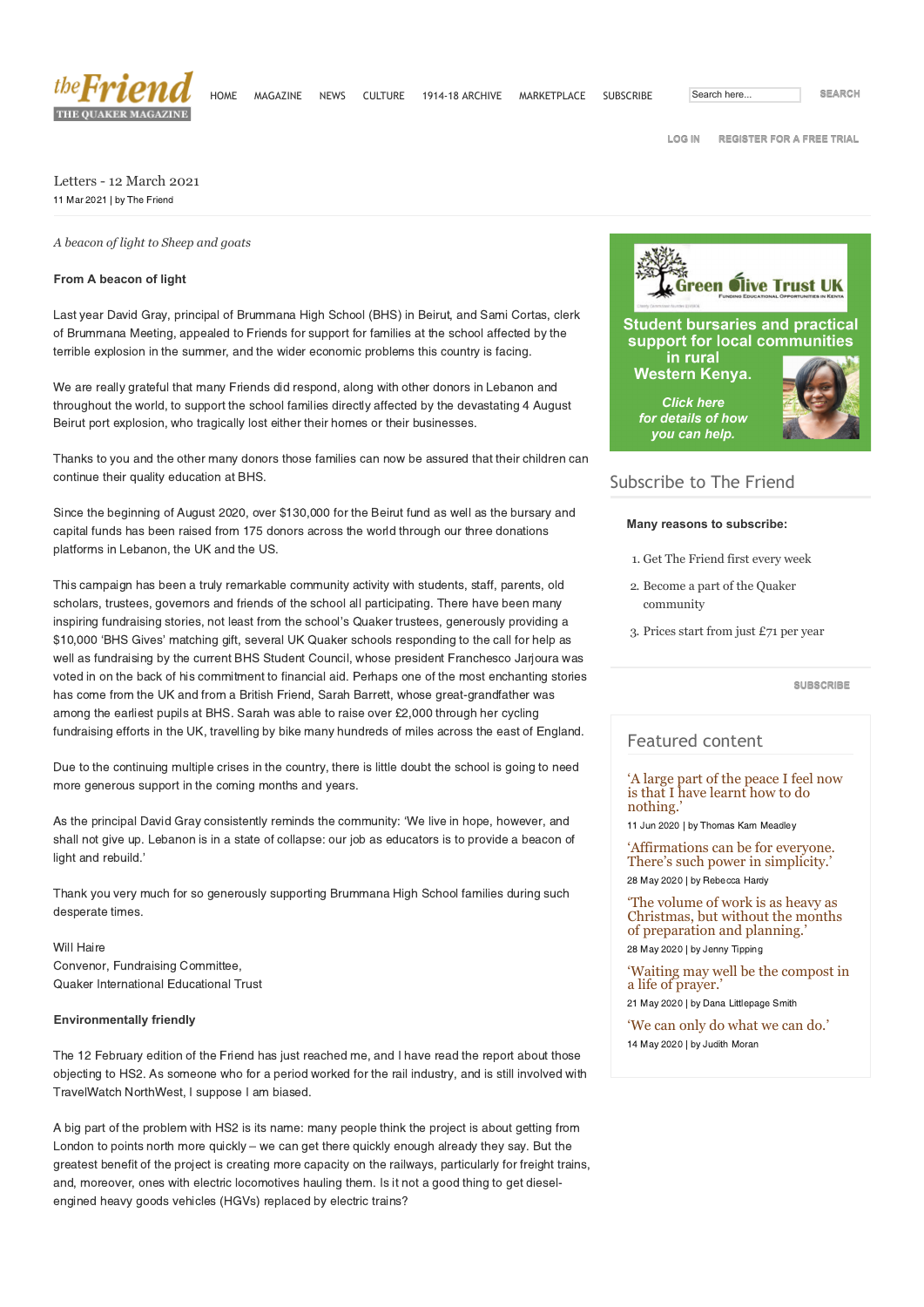# Letters - 12 March 2021

11 Mar 2021 | by The Friend

*A beacon of light to Sheep and goats*

**From A beacon of light**

Last year David Gray, principal of Brummana High School (BHS) in Beirut, and Sami Cortas, clerk of Brummana Meeting, appealed to Friends for support for families at the school affected by the terrible explosion in the summer, and the wider economic problems this country is facing.

We are really grateful that many Friends did respond, along with other donors in Lebanon and throughout the world, to support the school families directly affected by the devastating 4 August Beirut port explosion, who tragically lost either their homes or their businesses.

Thanks to you and the other many donors those families can now be assured that their children can continue their quality education at BHS.

Since the beginning of August 2020, over $130,000 for the Beirut fund as well as the bursary and capital funds has been raised from 175 donors across the world through our three donations platforms in Lebanon, the UK and the US.

This campaign has been a truly remarkable community activity with students, staff, parents, old scholars, trustees, governors and friends of the school all participating. There have been many inspiring fundraising stories, not least from the school's Quaker trustees, generously providing a $10,000 'BHS Gives' matching gift, several UK Quaker schools responding to the call for help as well as fundraising by the current BHS Student Council, whose president Franchesco Jarjoura was voted in on the back of his commitment to financial aid. Perhaps one of the most enchanting stories has come from the UK and from a British Friend, Sarah Barrett, whose great-grandfather was among the earliest pupils at BHS. Sarah was able to raise over £2,000 through her cycling fundraising efforts in the UK, travelling by bike many hundreds of miles across the east of England.

Due to the continuing multiple crises in the country, there is little doubt the school is going to need more generous support in the coming months and years.

As the principal David Gray consistently reminds the community: 'We live in hope, however, and shall not give up. Lebanon is in a state of collapse: our job as educators is to provide a beacon of light and rebuild.'

Thank you very much for so generously supporting Brummana High School families during such desperate times.

Will Haire
Convenor, Fundraising Committee,
Quaker International Educational Trust

**Environmentally friendly**

The 12 February edition of the Friend has just reached me, and I have read the report about those objecting to HS2. As someone who for a period worked for the rail industry, and is still involved with TravelWatch NorthWest, I suppose I am biased.

A big part of the problem with HS2 is its name: many people think the project is about getting from London to points north more quickly – we can get there quickly enough already they say. But the greatest benefit of the project is creating more capacity on the railways, particularly for freight trains, and, moreover, ones with electric locomotives hauling them. Is it not a good thing to get diesel-engined heavy goods vehicles (HGVs) replaced by electric trains?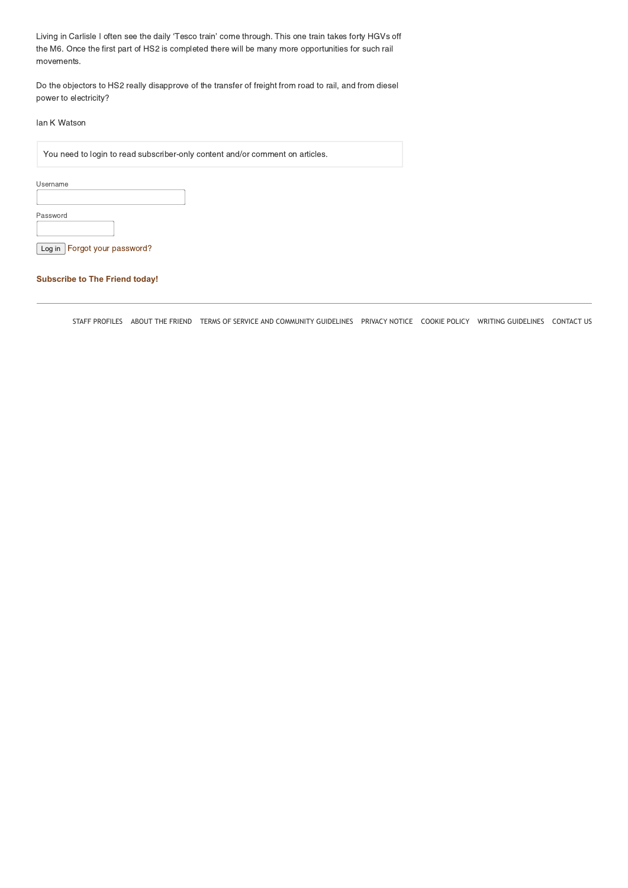Living in Carlisle I often see the daily 'Tesco train' come through. This one train takes forty HGVs off the M6. Once the first part of HS2 is completed there will be many more opportunities for such rail movements.

Do the objectors to HS2 really disapprove of the transfer of freight from road to rail, and from diesel power to electricity?

Ian K Watson